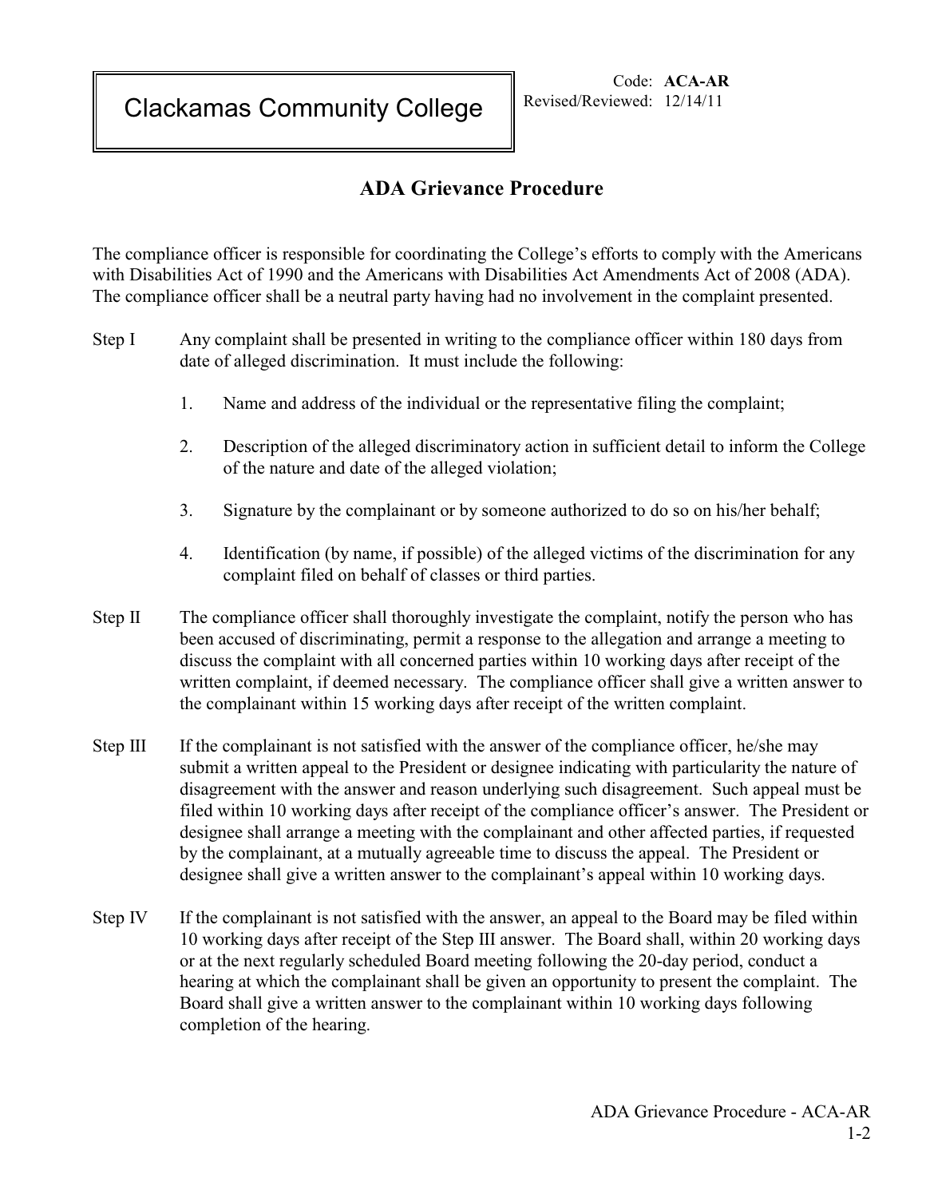# Clackamas Community College

Code: **ACA-AR**
Revised/Reviewed: 12/14/11

## ADA Grievance Procedure

The compliance officer is responsible for coordinating the College's efforts to comply with the Americans with Disabilities Act of 1990 and the Americans with Disabilities Act Amendments Act of 2008 (ADA). The compliance officer shall be a neutral party having had no involvement in the complaint presented.

Step I Any complaint shall be presented in writing to the compliance officer within 180 days from date of alleged discrimination. It must include the following:

1. Name and address of the individual or the representative filing the complaint;
2. Description of the alleged discriminatory action in sufficient detail to inform the College of the nature and date of the alleged violation;
3. Signature by the complainant or by someone authorized to do so on his/her behalf;
4. Identification (by name, if possible) of the alleged victims of the discrimination for any complaint filed on behalf of classes or third parties.

Step II The compliance officer shall thoroughly investigate the complaint, notify the person who has been accused of discriminating, permit a response to the allegation and arrange a meeting to discuss the complaint with all concerned parties within 10 working days after receipt of the written complaint, if deemed necessary. The compliance officer shall give a written answer to the complainant within 15 working days after receipt of the written complaint.

Step III If the complainant is not satisfied with the answer of the compliance officer, he/she may submit a written appeal to the President or designee indicating with particularity the nature of disagreement with the answer and reason underlying such disagreement. Such appeal must be filed within 10 working days after receipt of the compliance officer's answer. The President or designee shall arrange a meeting with the complainant and other affected parties, if requested by the complainant, at a mutually agreeable time to discuss the appeal. The President or designee shall give a written answer to the complainant's appeal within 10 working days.

Step IV If the complainant is not satisfied with the answer, an appeal to the Board may be filed within 10 working days after receipt of the Step III answer. The Board shall, within 20 working days or at the next regularly scheduled Board meeting following the 20-day period, conduct a hearing at which the complainant shall be given an opportunity to present the complaint. The Board shall give a written answer to the complainant within 10 working days following completion of the hearing.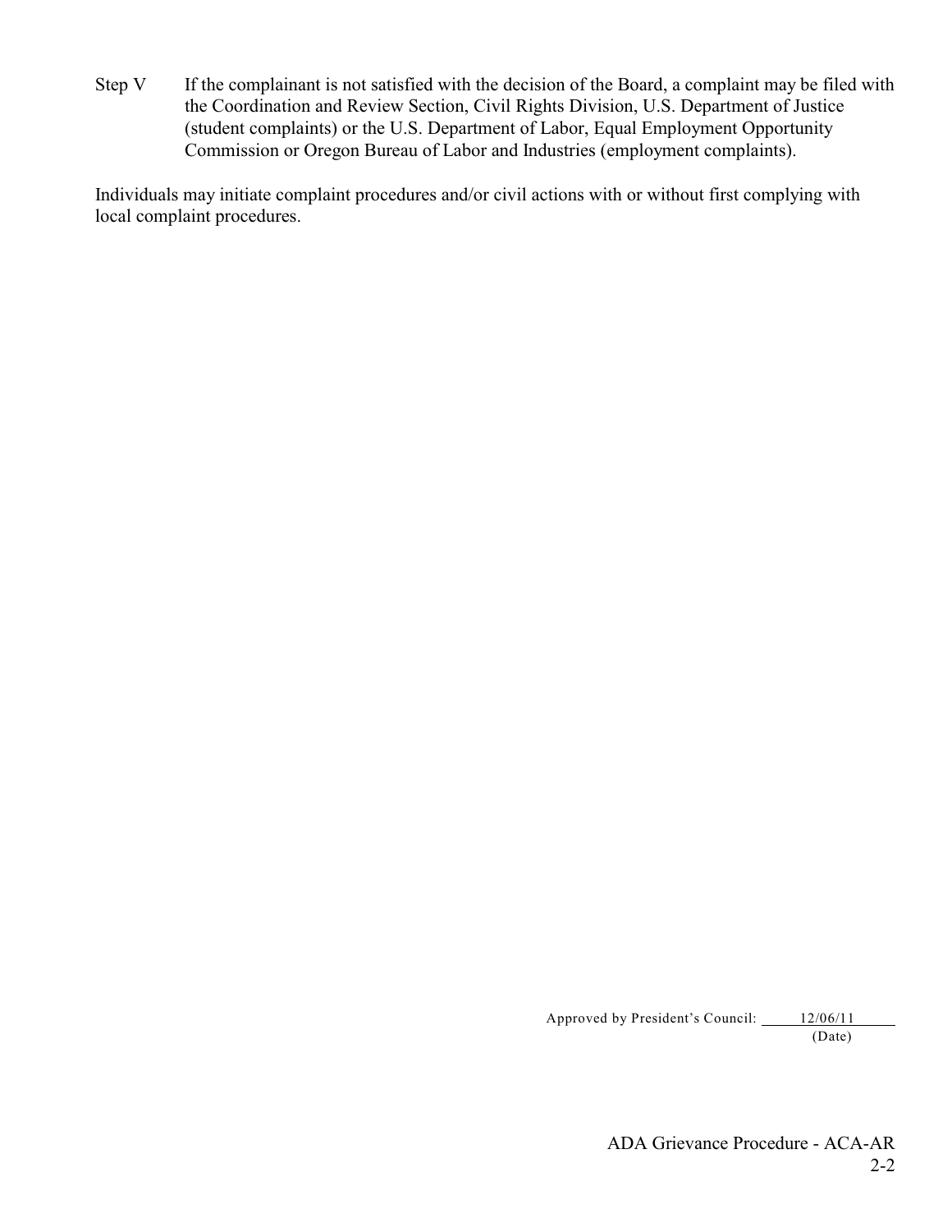Step V If the complainant is not satisfied with the decision of the Board, a complaint may be filed with the Coordination and Review Section, Civil Rights Division, U.S. Department of Justice (student complaints) or the U.S. Department of Labor, Equal Employment Opportunity Commission or Oregon Bureau of Labor and Industries (employment complaints).

Individuals may initiate complaint procedures and/or civil actions with or without first complying with local complaint procedures.

Approved by President's Council: 12/06/11
(Date)